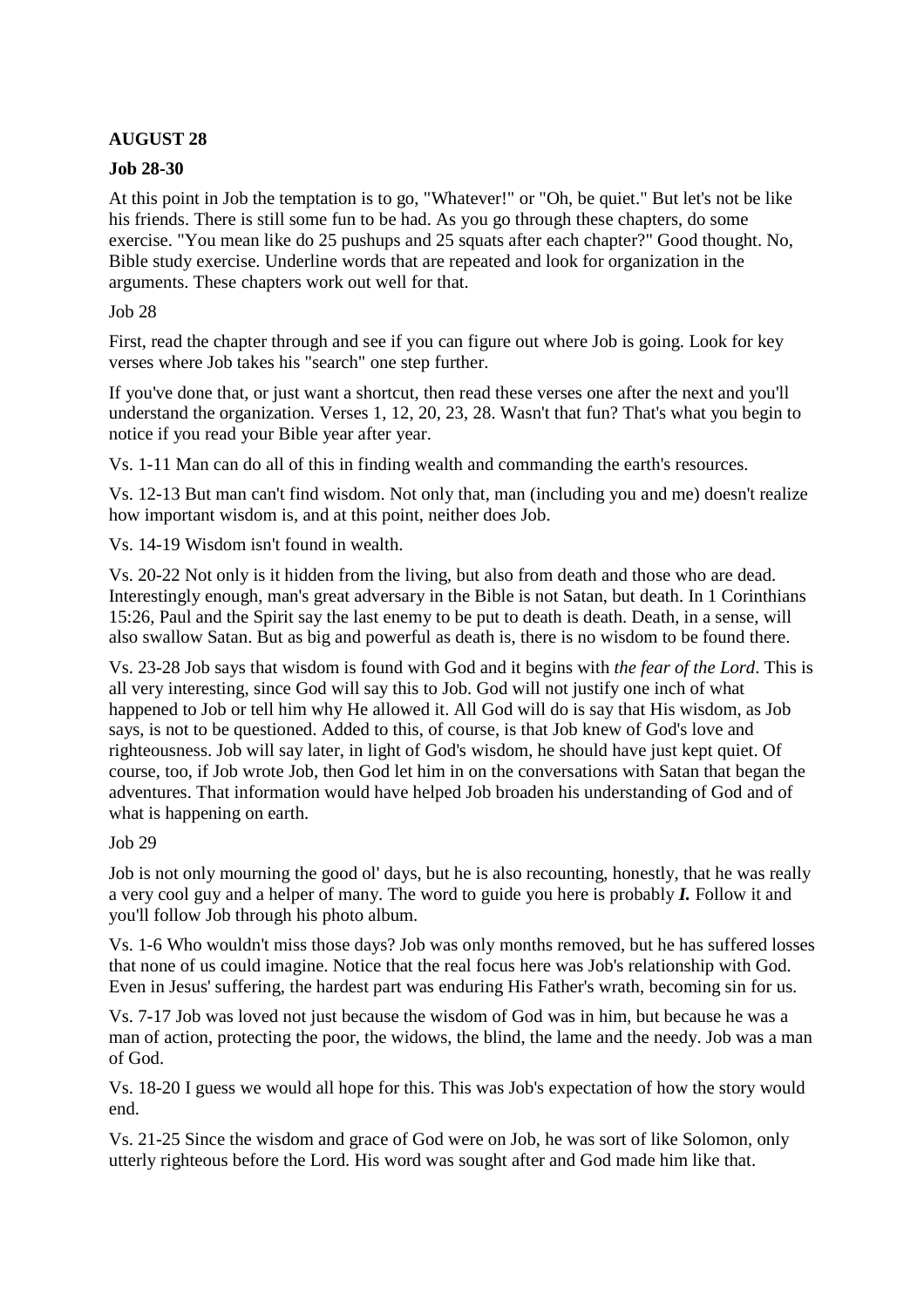**AUGUST 28**

**Job 28-30**

At this point in Job the temptation is to go, "Whatever!" or "Oh, be quiet." But let's not be like his friends. There is still some fun to be had. As you go through these chapters, do some exercise. "You mean like do 25 pushups and 25 squats after each chapter?" Good thought. No, Bible study exercise. Underline words that are repeated and look for organization in the arguments. These chapters work out well for that.

Job 28

First, read the chapter through and see if you can figure out where Job is going. Look for key verses where Job takes his "search" one step further.

If you've done that, or just want a shortcut, then read these verses one after the next and you'll understand the organization. Verses 1, 12, 20, 23, 28. Wasn't that fun? That's what you begin to notice if you read your Bible year after year.

Vs. 1-11 Man can do all of this in finding wealth and commanding the earth's resources.

Vs. 12-13 But man can't find wisdom. Not only that, man (including you and me) doesn't realize how important wisdom is, and at this point, neither does Job.

Vs. 14-19 Wisdom isn't found in wealth.

Vs. 20-22 Not only is it hidden from the living, but also from death and those who are dead. Interestingly enough, man's great adversary in the Bible is not Satan, but death. In 1 Corinthians 15:26, Paul and the Spirit say the last enemy to be put to death is death. Death, in a sense, will also swallow Satan. But as big and powerful as death is, there is no wisdom to be found there.

Vs. 23-28 Job says that wisdom is found with God and it begins with *the fear of the Lord*. This is all very interesting, since God will say this to Job. God will not justify one inch of what happened to Job or tell him why He allowed it. All God will do is say that His wisdom, as Job says, is not to be questioned. Added to this, of course, is that Job knew of God's love and righteousness. Job will say later, in light of God's wisdom, he should have just kept quiet. Of course, too, if Job wrote Job, then God let him in on the conversations with Satan that began the adventures. That information would have helped Job broaden his understanding of God and of what is happening on earth.

Job 29

Job is not only mourning the good ol' days, but he is also recounting, honestly, that he was really a very cool guy and a helper of many. The word to guide you here is probably ***I.*** Follow it and you'll follow Job through his photo album.

Vs. 1-6 Who wouldn't miss those days? Job was only months removed, but he has suffered losses that none of us could imagine. Notice that the real focus here was Job's relationship with God. Even in Jesus' suffering, the hardest part was enduring His Father's wrath, becoming sin for us.

Vs. 7-17 Job was loved not just because the wisdom of God was in him, but because he was a man of action, protecting the poor, the widows, the blind, the lame and the needy. Job was a man of God.

Vs. 18-20 I guess we would all hope for this. This was Job's expectation of how the story would end.

Vs. 21-25 Since the wisdom and grace of God were on Job, he was sort of like Solomon, only utterly righteous before the Lord. His word was sought after and God made him like that.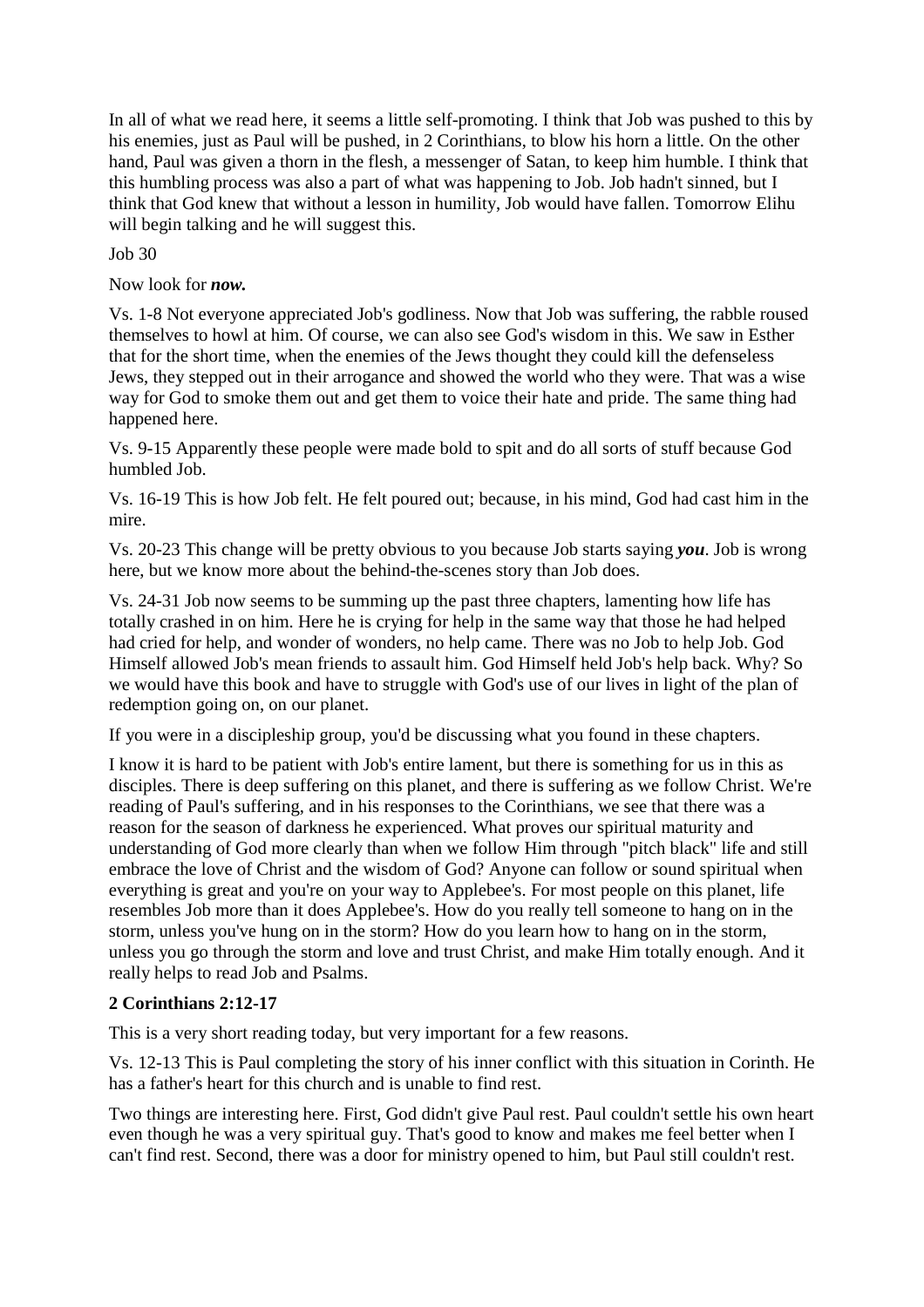In all of what we read here, it seems a little self-promoting. I think that Job was pushed to this by his enemies, just as Paul will be pushed, in 2 Corinthians, to blow his horn a little. On the other hand, Paul was given a thorn in the flesh, a messenger of Satan, to keep him humble. I think that this humbling process was also a part of what was happening to Job. Job hadn't sinned, but I think that God knew that without a lesson in humility, Job would have fallen. Tomorrow Elihu will begin talking and he will suggest this.

Job 30

Now look for ***now.***

Vs. 1-8 Not everyone appreciated Job's godliness. Now that Job was suffering, the rabble roused themselves to howl at him. Of course, we can also see God's wisdom in this. We saw in Esther that for the short time, when the enemies of the Jews thought they could kill the defenseless Jews, they stepped out in their arrogance and showed the world who they were. That was a wise way for God to smoke them out and get them to voice their hate and pride. The same thing had happened here.

Vs. 9-15 Apparently these people were made bold to spit and do all sorts of stuff because God humbled Job.

Vs. 16-19 This is how Job felt. He felt poured out; because, in his mind, God had cast him in the mire.

Vs. 20-23 This change will be pretty obvious to you because Job starts saying ***you***. Job is wrong here, but we know more about the behind-the-scenes story than Job does.

Vs. 24-31 Job now seems to be summing up the past three chapters, lamenting how life has totally crashed in on him. Here he is crying for help in the same way that those he had helped had cried for help, and wonder of wonders, no help came. There was no Job to help Job. God Himself allowed Job's mean friends to assault him. God Himself held Job's help back. Why? So we would have this book and have to struggle with God's use of our lives in light of the plan of redemption going on, on our planet.

If you were in a discipleship group, you'd be discussing what you found in these chapters.

I know it is hard to be patient with Job's entire lament, but there is something for us in this as disciples. There is deep suffering on this planet, and there is suffering as we follow Christ. We're reading of Paul's suffering, and in his responses to the Corinthians, we see that there was a reason for the season of darkness he experienced. What proves our spiritual maturity and understanding of God more clearly than when we follow Him through "pitch black" life and still embrace the love of Christ and the wisdom of God? Anyone can follow or sound spiritual when everything is great and you're on your way to Applebee's. For most people on this planet, life resembles Job more than it does Applebee's. How do you really tell someone to hang on in the storm, unless you've hung on in the storm? How do you learn how to hang on in the storm, unless you go through the storm and love and trust Christ, and make Him totally enough. And it really helps to read Job and Psalms.

**2 Corinthians 2:12-17**

This is a very short reading today, but very important for a few reasons.

Vs. 12-13 This is Paul completing the story of his inner conflict with this situation in Corinth. He has a father's heart for this church and is unable to find rest.

Two things are interesting here. First, God didn't give Paul rest. Paul couldn't settle his own heart even though he was a very spiritual guy. That's good to know and makes me feel better when I can't find rest. Second, there was a door for ministry opened to him, but Paul still couldn't rest.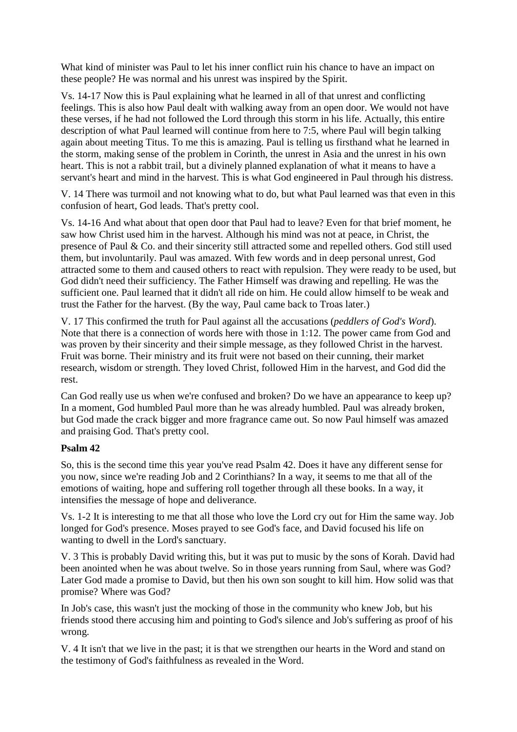What kind of minister was Paul to let his inner conflict ruin his chance to have an impact on these people? He was normal and his unrest was inspired by the Spirit.

Vs. 14-17 Now this is Paul explaining what he learned in all of that unrest and conflicting feelings. This is also how Paul dealt with walking away from an open door. We would not have these verses, if he had not followed the Lord through this storm in his life. Actually, this entire description of what Paul learned will continue from here to 7:5, where Paul will begin talking again about meeting Titus. To me this is amazing. Paul is telling us firsthand what he learned in the storm, making sense of the problem in Corinth, the unrest in Asia and the unrest in his own heart. This is not a rabbit trail, but a divinely planned explanation of what it means to have a servant's heart and mind in the harvest. This is what God engineered in Paul through his distress.

V. 14 There was turmoil and not knowing what to do, but what Paul learned was that even in this confusion of heart, God leads. That's pretty cool.

Vs. 14-16 And what about that open door that Paul had to leave? Even for that brief moment, he saw how Christ used him in the harvest. Although his mind was not at peace, in Christ, the presence of Paul & Co. and their sincerity still attracted some and repelled others. God still used them, but involuntarily. Paul was amazed. With few words and in deep personal unrest, God attracted some to them and caused others to react with repulsion. They were ready to be used, but God didn't need their sufficiency. The Father Himself was drawing and repelling. He was the sufficient one. Paul learned that it didn't all ride on him. He could allow himself to be weak and trust the Father for the harvest. (By the way, Paul came back to Troas later.)

V. 17 This confirmed the truth for Paul against all the accusations (*peddlers of God's Word*). Note that there is a connection of words here with those in 1:12. The power came from God and was proven by their sincerity and their simple message, as they followed Christ in the harvest. Fruit was borne. Their ministry and its fruit were not based on their cunning, their market research, wisdom or strength. They loved Christ, followed Him in the harvest, and God did the rest.

Can God really use us when we're confused and broken? Do we have an appearance to keep up? In a moment, God humbled Paul more than he was already humbled. Paul was already broken, but God made the crack bigger and more fragrance came out. So now Paul himself was amazed and praising God. That's pretty cool.

**Psalm 42**

So, this is the second time this year you've read Psalm 42. Does it have any different sense for you now, since we're reading Job and 2 Corinthians? In a way, it seems to me that all of the emotions of waiting, hope and suffering roll together through all these books. In a way, it intensifies the message of hope and deliverance.

Vs. 1-2 It is interesting to me that all those who love the Lord cry out for Him the same way. Job longed for God's presence. Moses prayed to see God's face, and David focused his life on wanting to dwell in the Lord's sanctuary.

V. 3 This is probably David writing this, but it was put to music by the sons of Korah. David had been anointed when he was about twelve. So in those years running from Saul, where was God? Later God made a promise to David, but then his own son sought to kill him. How solid was that promise? Where was God?

In Job's case, this wasn't just the mocking of those in the community who knew Job, but his friends stood there accusing him and pointing to God's silence and Job's suffering as proof of his wrong.

V. 4 It isn't that we live in the past; it is that we strengthen our hearts in the Word and stand on the testimony of God's faithfulness as revealed in the Word.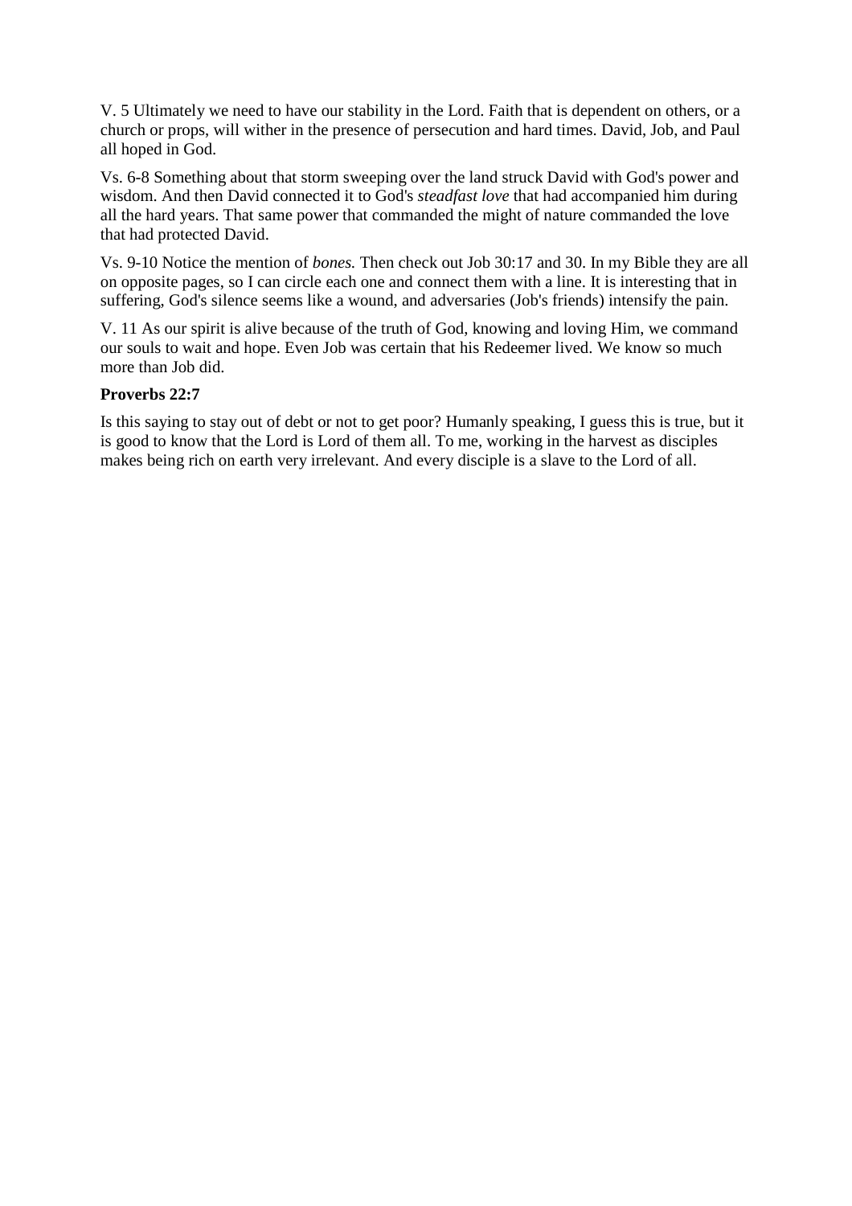V. 5 Ultimately we need to have our stability in the Lord. Faith that is dependent on others, or a church or props, will wither in the presence of persecution and hard times. David, Job, and Paul all hoped in God.

Vs. 6-8 Something about that storm sweeping over the land struck David with God's power and wisdom. And then David connected it to God's *steadfast love* that had accompanied him during all the hard years. That same power that commanded the might of nature commanded the love that had protected David.

Vs. 9-10 Notice the mention of *bones.* Then check out Job 30:17 and 30. In my Bible they are all on opposite pages, so I can circle each one and connect them with a line. It is interesting that in suffering, God's silence seems like a wound, and adversaries (Job's friends) intensify the pain.

V. 11 As our spirit is alive because of the truth of God, knowing and loving Him, we command our souls to wait and hope. Even Job was certain that his Redeemer lived. We know so much more than Job did.

**Proverbs 22:7**

Is this saying to stay out of debt or not to get poor? Humanly speaking, I guess this is true, but it is good to know that the Lord is Lord of them all. To me, working in the harvest as disciples makes being rich on earth very irrelevant. And every disciple is a slave to the Lord of all.